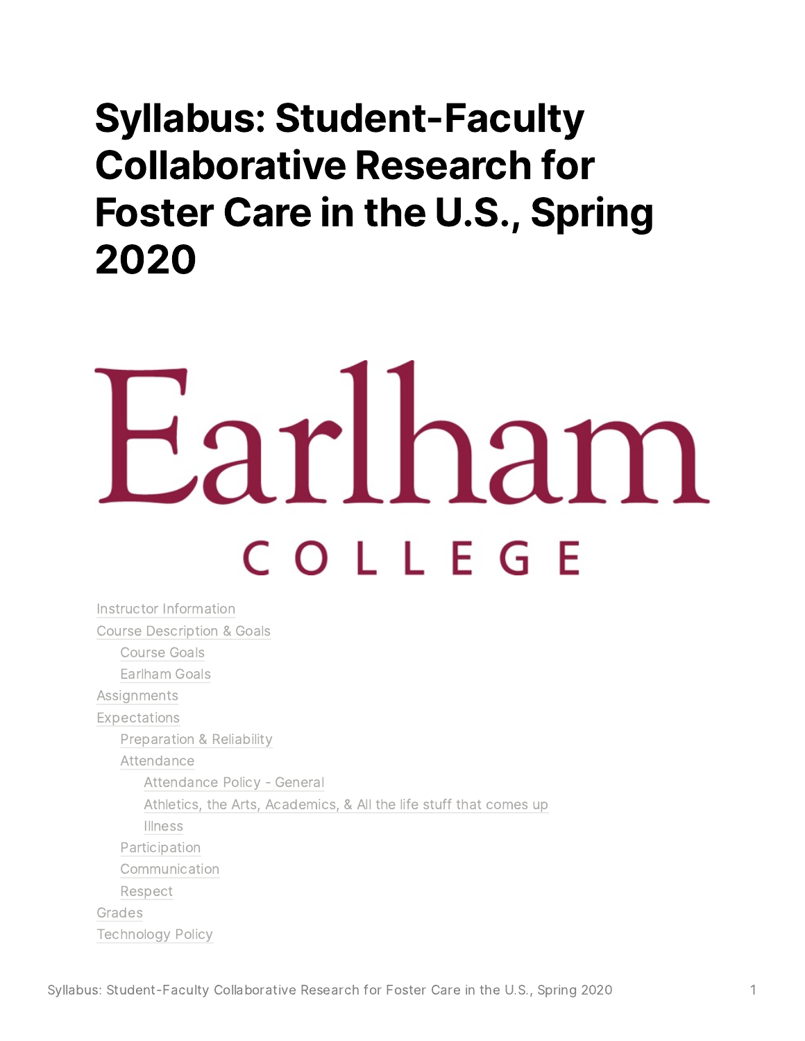# Syllabus: Student-Faculty Collaborative Research for Foster Care in the U.S., Spring 2020

Earlham

COLLEGE

- Instructor Information
- Course Description & Goals
  - Course Goals
  - Earlham Goals
- Assignments
- Expectations
  - Preparation & Reliability
  - Attendance
    - Attendance Policy - General
    - Athletics, the Arts, Academics, & All the life stuff that comes up
    - Illness
  - Participation
  - Communication
  - Respect
- Grades
- Technology Policy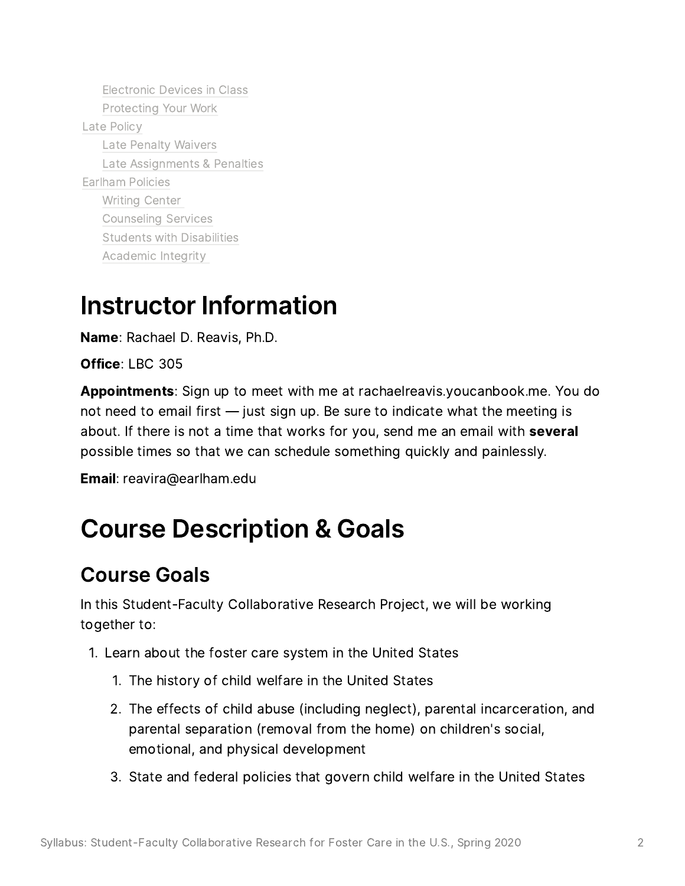- Electronic Devices in Class
- Protecting Your Work

Late Policy

- Late Penalty Waivers
- Late Assignments & Penalties

Earlham Policies

- Writing Center
- Counseling Services
- Students with Disabilities
- Academic Integrity

# Instructor Information

**Name**: Rachael D. Reavis, Ph.D.

**Office**: LBC 305

**Appointments**: Sign up to meet with me at rachaelreavis.youcanbook.me. You do not need to email first — just sign up. Be sure to indicate what the meeting is about. If there is not a time that works for you, send me an email with **several** possible times so that we can schedule something quickly and painlessly.

**Email**: reavira@earlham.edu

# Course Description & Goals

## Course Goals

In this Student-Faculty Collaborative Research Project, we will be working together to:

1. Learn about the foster care system in the United States
    1. The history of child welfare in the United States
    2. The effects of child abuse (including neglect), parental incarceration, and parental separation (removal from the home) on children's social, emotional, and physical development
    3. State and federal policies that govern child welfare in the United States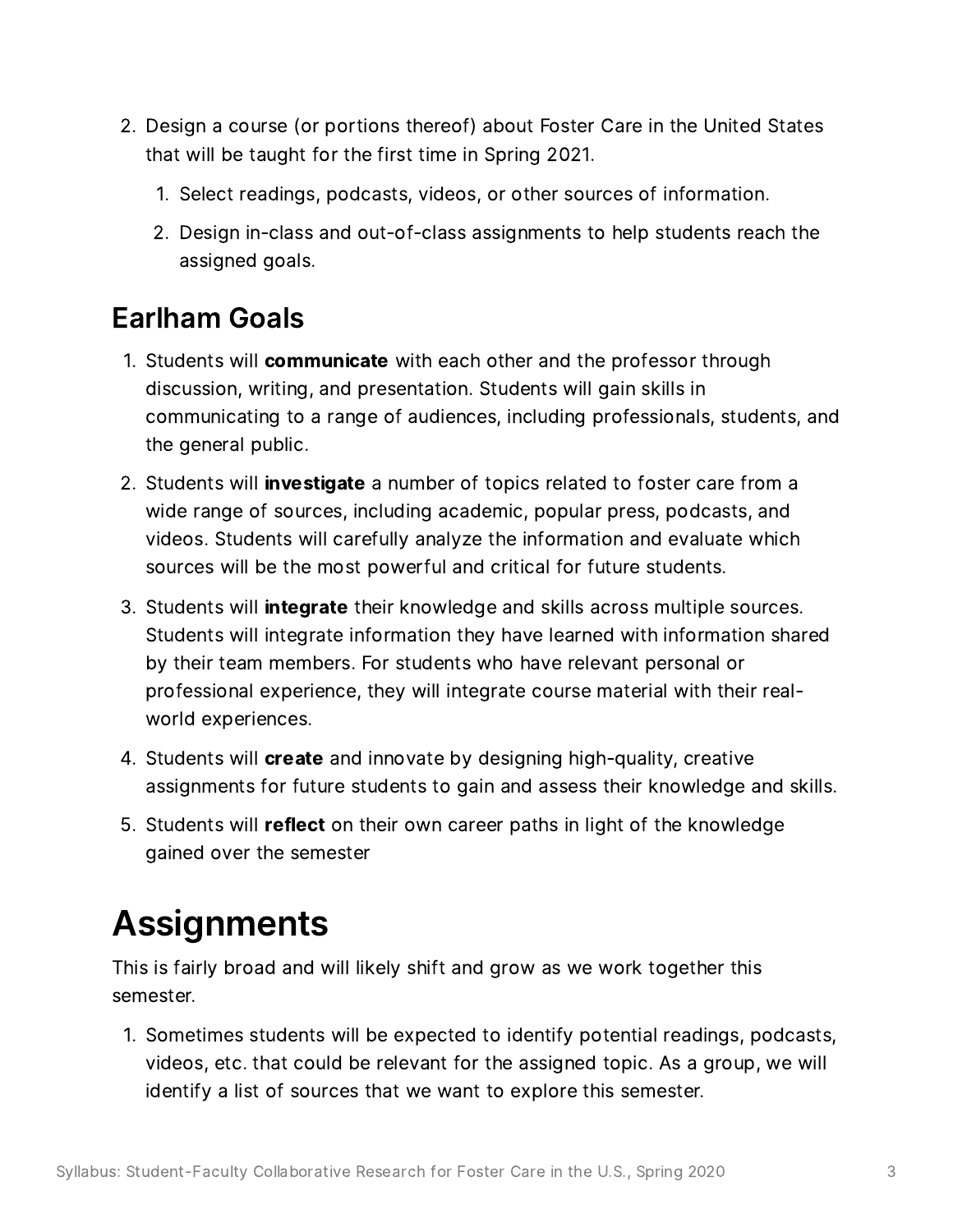2. Design a course (or portions thereof) about Foster Care in the United States that will be taught for the first time in Spring 2021.
    1. Select readings, podcasts, videos, or other sources of information.
    2. Design in-class and out-of-class assignments to help students reach the assigned goals.

## Earlham Goals

1. Students will **communicate** with each other and the professor through discussion, writing, and presentation. Students will gain skills in communicating to a range of audiences, including professionals, students, and the general public.
2. Students will **investigate** a number of topics related to foster care from a wide range of sources, including academic, popular press, podcasts, and videos. Students will carefully analyze the information and evaluate which sources will be the most powerful and critical for future students.
3. Students will **integrate** their knowledge and skills across multiple sources. Students will integrate information they have learned with information shared by their team members. For students who have relevant personal or professional experience, they will integrate course material with their real-world experiences.
4. Students will **create** and innovate by designing high-quality, creative assignments for future students to gain and assess their knowledge and skills.
5. Students will **reflect** on their own career paths in light of the knowledge gained over the semester

# Assignments

This is fairly broad and will likely shift and grow as we work together this semester.

1. Sometimes students will be expected to identify potential readings, podcasts, videos, etc. that could be relevant for the assigned topic. As a group, we will identify a list of sources that we want to explore this semester.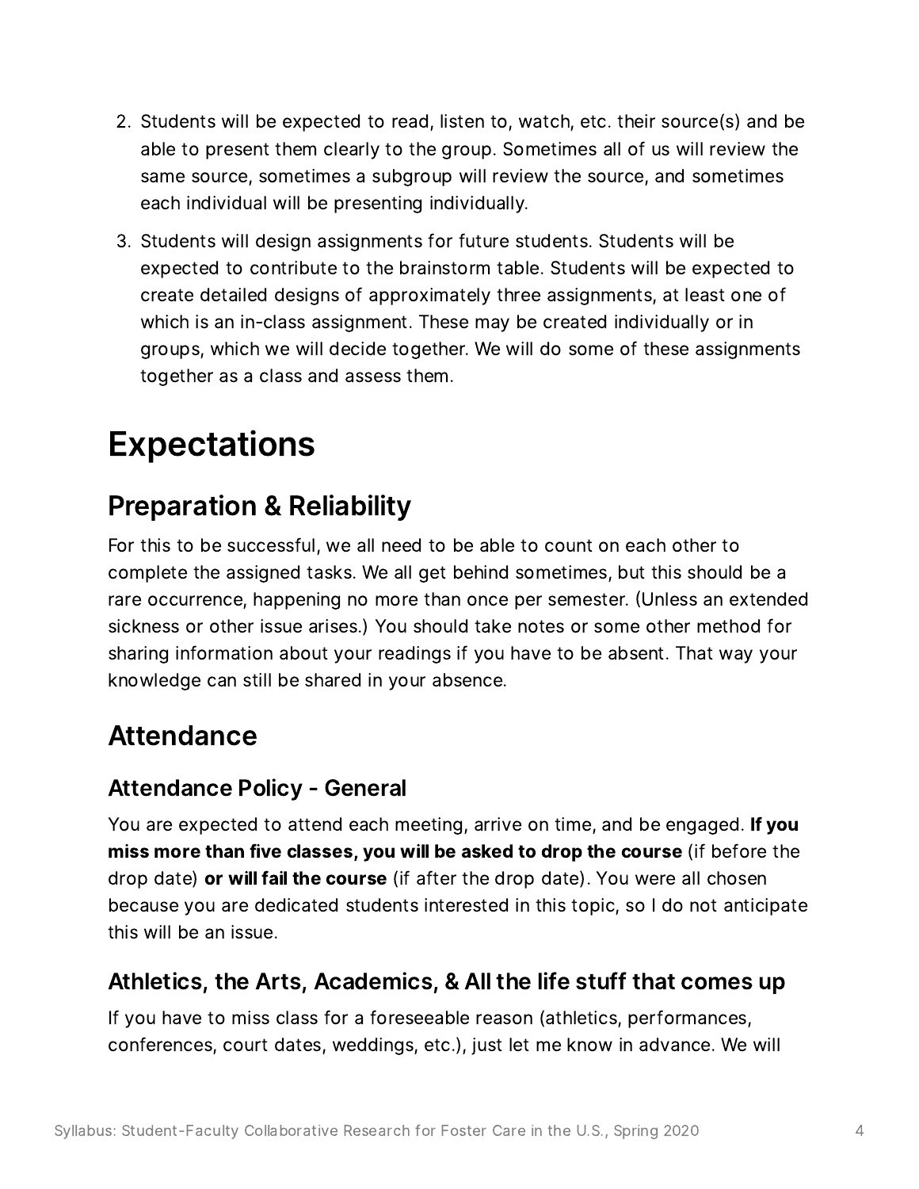2. Students will be expected to read, listen to, watch, etc. their source(s) and be able to present them clearly to the group. Sometimes all of us will review the same source, sometimes a subgroup will review the source, and sometimes each individual will be presenting individually.
3. Students will design assignments for future students. Students will be expected to contribute to the brainstorm table. Students will be expected to create detailed designs of approximately three assignments, at least one of which is an in-class assignment. These may be created individually or in groups, which we will decide together. We will do some of these assignments together as a class and assess them.

# Expectations

## Preparation & Reliability

For this to be successful, we all need to be able to count on each other to complete the assigned tasks. We all get behind sometimes, but this should be a rare occurrence, happening no more than once per semester. (Unless an extended sickness or other issue arises.) You should take notes or some other method for sharing information about your readings if you have to be absent. That way your knowledge can still be shared in your absence.

## Attendance

### Attendance Policy - General

You are expected to attend each meeting, arrive on time, and be engaged. **If you miss more than five classes, you will be asked to drop the course** (if before the drop date) **or will fail the course** (if after the drop date). You were all chosen because you are dedicated students interested in this topic, so I do not anticipate this will be an issue.

### Athletics, the Arts, Academics, & All the life stuff that comes up

If you have to miss class for a foreseeable reason (athletics, performances, conferences, court dates, weddings, etc.), just let me know in advance. We will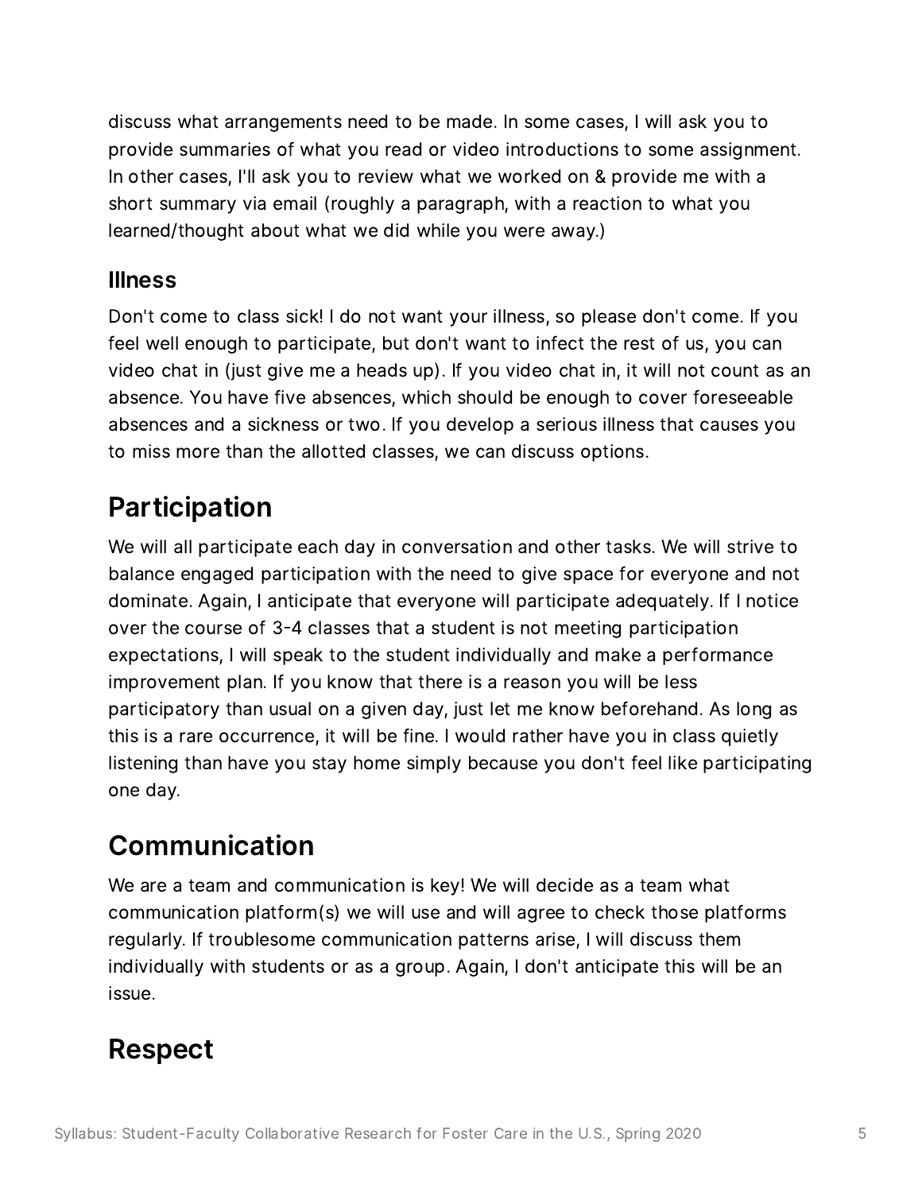discuss what arrangements need to be made. In some cases, I will ask you to provide summaries of what you read or video introductions to some assignment. In other cases, I'll ask you to review what we worked on & provide me with a short summary via email (roughly a paragraph, with a reaction to what you learned/thought about what we did while you were away.)

### Illness

Don't come to class sick! I do not want your illness, so please don't come. If you feel well enough to participate, but don't want to infect the rest of us, you can video chat in (just give me a heads up). If you video chat in, it will not count as an absence. You have five absences, which should be enough to cover foreseeable absences and a sickness or two. If you develop a serious illness that causes you to miss more than the allotted classes, we can discuss options.

## Participation

We will all participate each day in conversation and other tasks. We will strive to balance engaged participation with the need to give space for everyone and not dominate. Again, I anticipate that everyone will participate adequately. If I notice over the course of 3-4 classes that a student is not meeting participation expectations, I will speak to the student individually and make a performance improvement plan. If you know that there is a reason you will be less participatory than usual on a given day, just let me know beforehand. As long as this is a rare occurrence, it will be fine. I would rather have you in class quietly listening than have you stay home simply because you don't feel like participating one day.

## Communication

We are a team and communication is key! We will decide as a team what communication platform(s) we will use and will agree to check those platforms regularly. If troublesome communication patterns arise, I will discuss them individually with students or as a group. Again, I don't anticipate this will be an issue.

## Respect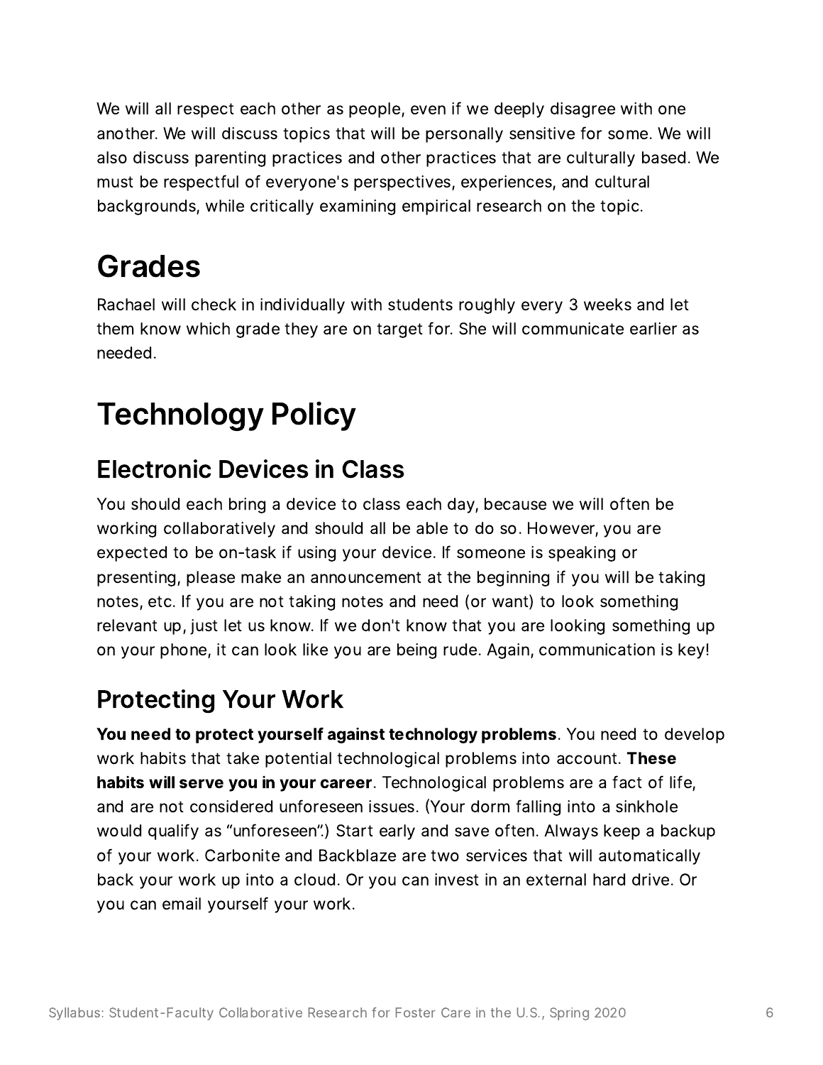We will all respect each other as people, even if we deeply disagree with one another. We will discuss topics that will be personally sensitive for some. We will also discuss parenting practices and other practices that are culturally based. We must be respectful of everyone's perspectives, experiences, and cultural backgrounds, while critically examining empirical research on the topic.

# Grades

Rachael will check in individually with students roughly every 3 weeks and let them know which grade they are on target for. She will communicate earlier as needed.

# Technology Policy

## Electronic Devices in Class

You should each bring a device to class each day, because we will often be working collaboratively and should all be able to do so. However, you are expected to be on-task if using your device. If someone is speaking or presenting, please make an announcement at the beginning if you will be taking notes, etc. If you are not taking notes and need (or want) to look something relevant up, just let us know. If we don't know that you are looking something up on your phone, it can look like you are being rude. Again, communication is key!

## Protecting Your Work

**You need to protect yourself against technology problems**. You need to develop work habits that take potential technological problems into account. **These habits will serve you in your career**. Technological problems are a fact of life, and are not considered unforeseen issues. (Your dorm falling into a sinkhole would qualify as "unforeseen".) Start early and save often. Always keep a backup of your work. Carbonite and Backblaze are two services that will automatically back your work up into a cloud. Or you can invest in an external hard drive. Or you can email yourself your work.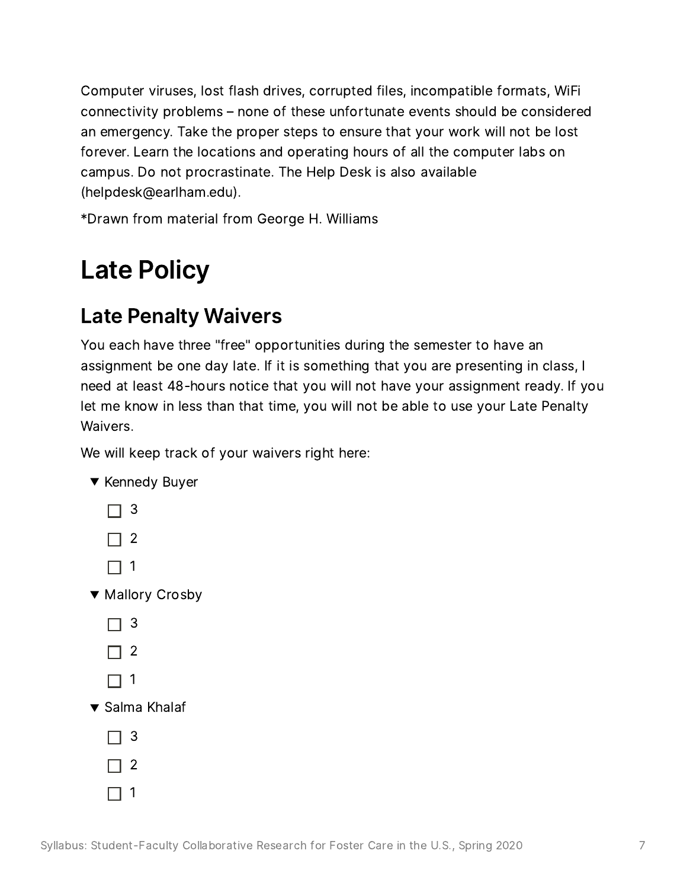Computer viruses, lost flash drives, corrupted files, incompatible formats, WiFi connectivity problems – none of these unfortunate events should be considered an emergency. Take the proper steps to ensure that your work will not be lost forever. Learn the locations and operating hours of all the computer labs on campus. Do not procrastinate. The Help Desk is also available (helpdesk@earlham.edu).

*Drawn from material from George H. Williams

# Late Policy

## Late Penalty Waivers

You each have three "free" opportunities during the semester to have an assignment be one day late. If it is something that you are presenting in class, I need at least 48-hours notice that you will not have your assignment ready. If you let me know in less than that time, you will not be able to use your Late Penalty Waivers.

We will keep track of your waivers right here:

- Kennedy Buyer
  - [ ] 3
  - [ ] 2
  - [ ] 1
- Mallory Crosby
  - [ ] 3
  - [ ] 2
  - [ ] 1
- Salma Khalaf
  - [ ] 3
  - [ ] 2
  - [ ] 1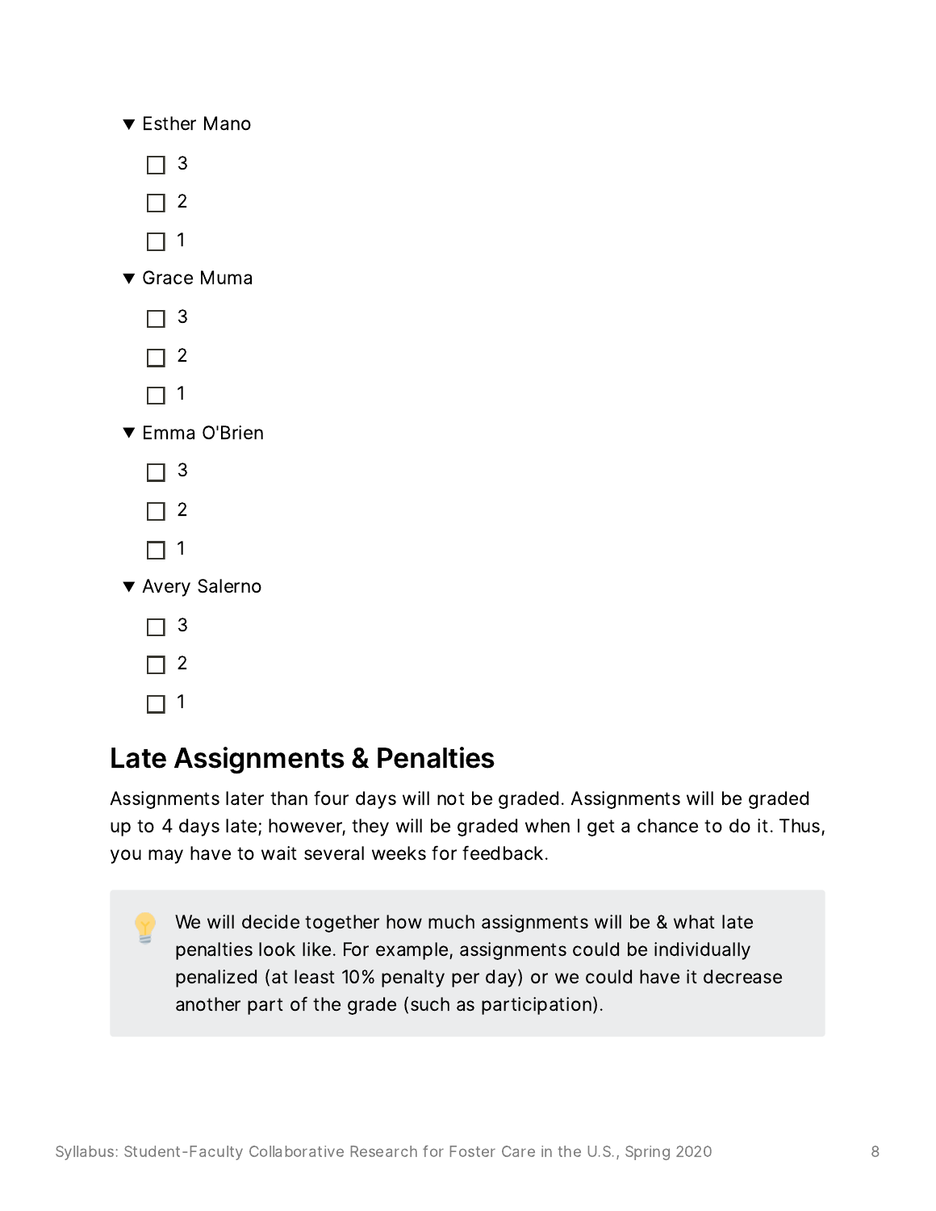- Esther Mano
  - [ ] 3
  - [ ] 2
  - [ ] 1
- Grace Muma
  - [ ] 3
  - [ ] 2
  - [ ] 1
- Emma O'Brien
  - [ ] 3
  - [ ] 2
  - [ ] 1
- Avery Salerno
  - [ ] 3
  - [ ] 2
  - [ ] 1

## Late Assignments & Penalties

Assignments later than four days will not be graded. Assignments will be graded up to 4 days late; however, they will be graded when I get a chance to do it. Thus, you may have to wait several weeks for feedback.

> 💡 We will decide together how much assignments will be & what late penalties look like. For example, assignments could be individually penalized (at least 10% penalty per day) or we could have it decrease another part of the grade (such as participation).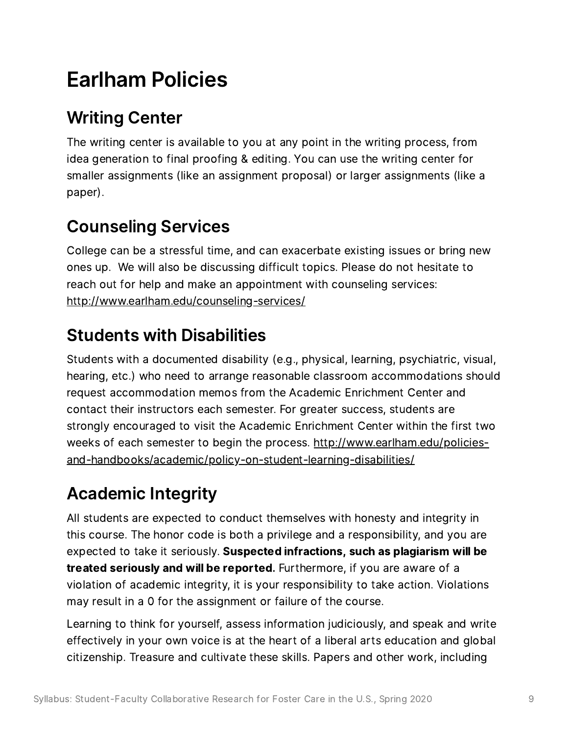# Earlham Policies

## Writing Center

The writing center is available to you at any point in the writing process, from idea generation to final proofing & editing. You can use the writing center for smaller assignments (like an assignment proposal) or larger assignments (like a paper).

## Counseling Services

College can be a stressful time, and can exacerbate existing issues or bring new ones up. We will also be discussing difficult topics. Please do not hesitate to reach out for help and make an appointment with counseling services: http://www.earlham.edu/counseling-services/

## Students with Disabilities

Students with a documented disability (e.g., physical, learning, psychiatric, visual, hearing, etc.) who need to arrange reasonable classroom accommodations should request accommodation memos from the Academic Enrichment Center and contact their instructors each semester. For greater success, students are strongly encouraged to visit the Academic Enrichment Center within the first two weeks of each semester to begin the process. http://www.earlham.edu/policies-and-handbooks/academic/policy-on-student-learning-disabilities/

## Academic Integrity

All students are expected to conduct themselves with honesty and integrity in this course. The honor code is both a privilege and a responsibility, and you are expected to take it seriously. **Suspected infractions, such as plagiarism will be treated seriously and will be reported.** Furthermore, if you are aware of a violation of academic integrity, it is your responsibility to take action. Violations may result in a 0 for the assignment or failure of the course.

Learning to think for yourself, assess information judiciously, and speak and write effectively in your own voice is at the heart of a liberal arts education and global citizenship. Treasure and cultivate these skills. Papers and other work, including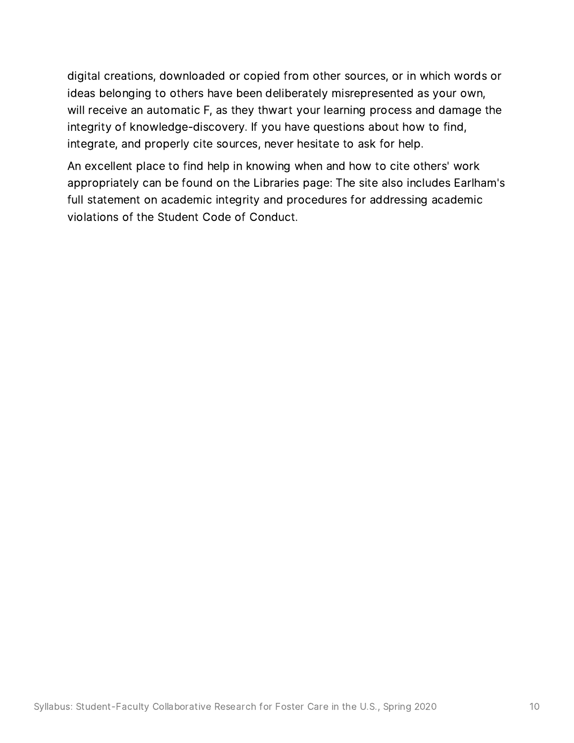digital creations, downloaded or copied from other sources, or in which words or ideas belonging to others have been deliberately misrepresented as your own, will receive an automatic F, as they thwart your learning process and damage the integrity of knowledge-discovery. If you have questions about how to find, integrate, and properly cite sources, never hesitate to ask for help.

An excellent place to find help in knowing when and how to cite others' work appropriately can be found on the Libraries page: The site also includes Earlham's full statement on academic integrity and procedures for addressing academic violations of the Student Code of Conduct.